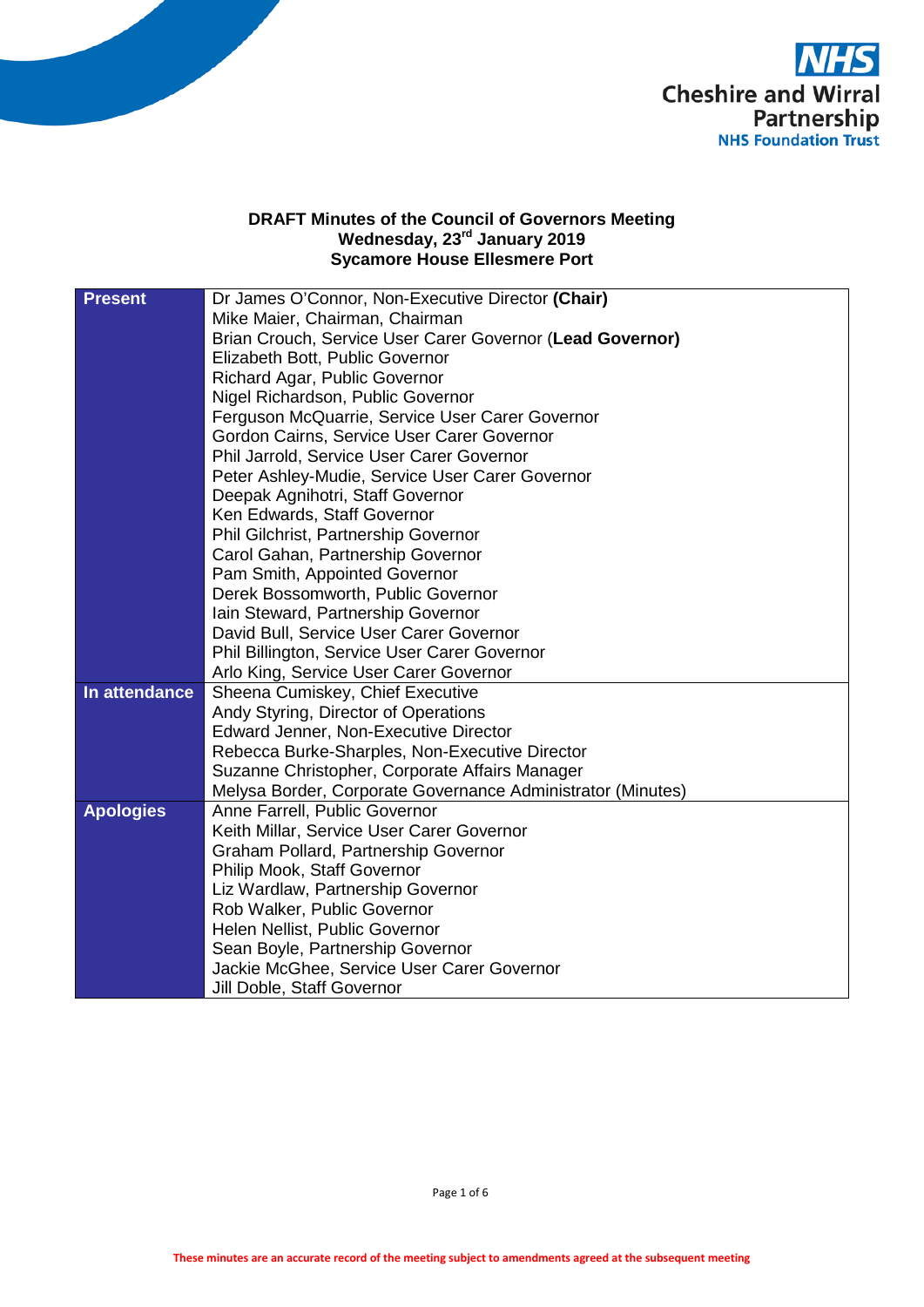# DRAFT Minutes of the Council of Governors Meeting
## Wednesday, 23rd January 2019
## Sycamore House Ellesmere Port

| | |
|---|---|
| **Present** | Dr James O'Connor, Non-Executive Director **(Chair)**<br>Mike Maier, Chairman, Chairman<br>Brian Crouch, Service User Carer Governor (**Lead Governor)**<br>Elizabeth Bott, Public Governor<br>Richard Agar, Public Governor<br>Nigel Richardson, Public Governor<br>Ferguson McQuarrie, Service User Carer Governor<br>Gordon Cairns, Service User Carer Governor<br>Phil Jarrold, Service User Carer Governor<br>Peter Ashley-Mudie, Service User Carer Governor<br>Deepak Agnihotri, Staff Governor<br>Ken Edwards, Staff Governor<br>Phil Gilchrist, Partnership Governor<br>Carol Gahan, Partnership Governor<br>Pam Smith, Appointed Governor<br>Derek Bossomworth, Public Governor<br>Iain Steward, Partnership Governor<br>David Bull, Service User Carer Governor<br>Phil Billington, Service User Carer Governor<br>Arlo King, Service User Carer Governor |
| **In attendance** | Sheena Cumiskey, Chief Executive<br>Andy Styring, Director of Operations<br>Edward Jenner, Non-Executive Director<br>Rebecca Burke-Sharples, Non-Executive Director<br>Suzanne Christopher, Corporate Affairs Manager<br>Melysa Border, Corporate Governance Administrator (Minutes) |
| **Apologies** | Anne Farrell, Public Governor<br>Keith Millar, Service User Carer Governor<br>Graham Pollard, Partnership Governor<br>Philip Mook, Staff Governor<br>Liz Wardlaw, Partnership Governor<br>Rob Walker, Public Governor<br>Helen Nellist, Public Governor<br>Sean Boyle, Partnership Governor<br>Jackie McGhee, Service User Carer Governor<br>Jill Doble, Staff Governor |

These minutes are an accurate record of the meeting subject to amendments agreed at the subsequent meeting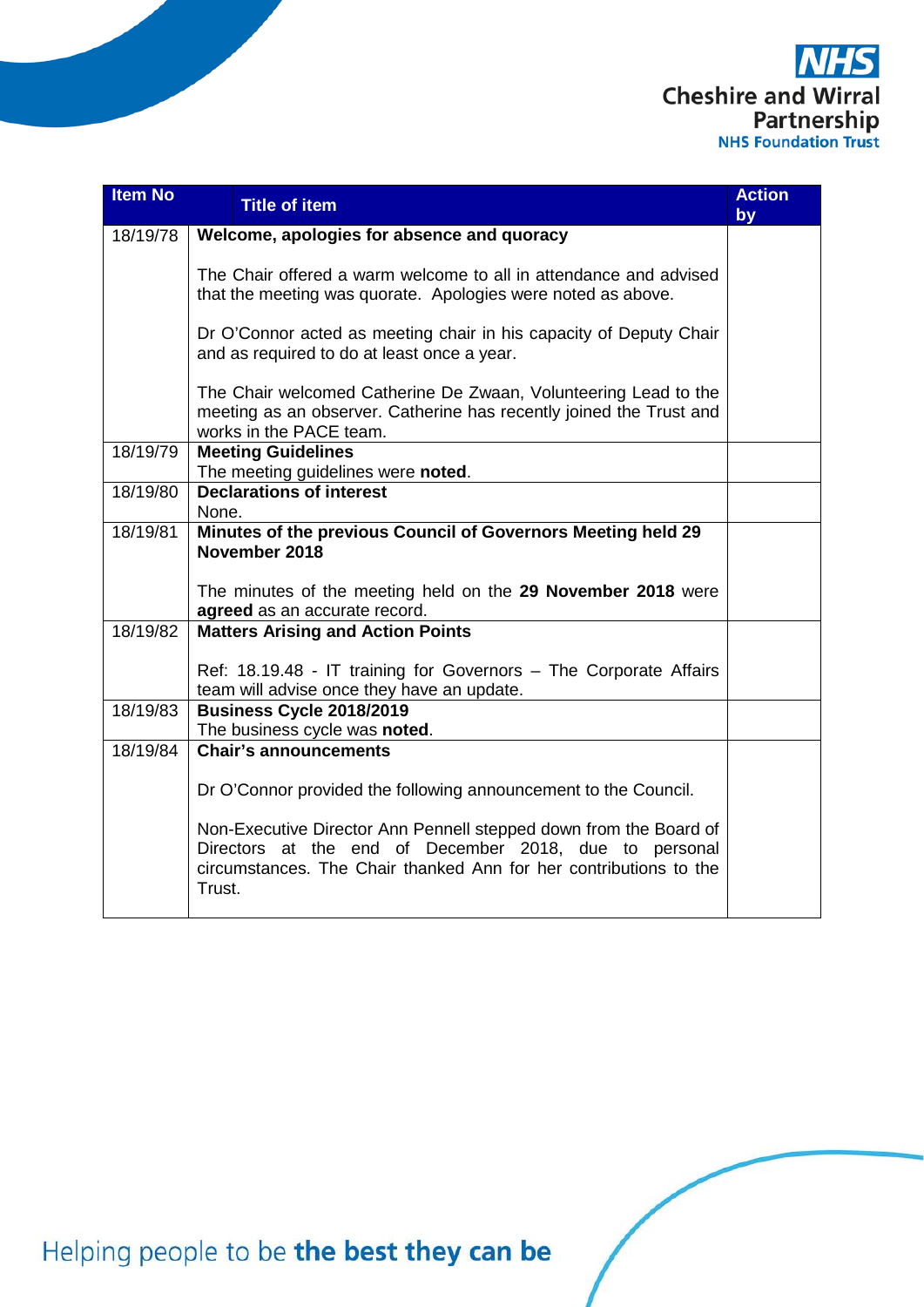| Item No | Title of item | Action by |
|---|---|---|
| 18/19/78 | **Welcome, apologies for absence and quoracy**<br><br>The Chair offered a warm welcome to all in attendance and advised that the meeting was quorate. Apologies were noted as above.<br><br>Dr O'Connor acted as meeting chair in his capacity of Deputy Chair and as required to do at least once a year.<br><br>The Chair welcomed Catherine De Zwaan, Volunteering Lead to the meeting as an observer. Catherine has recently joined the Trust and works in the PACE team. | |
| 18/19/79 | **Meeting Guidelines**<br>The meeting guidelines were **noted**. | |
| 18/19/80 | **Declarations of interest**<br>None. | |
| 18/19/81 | **Minutes of the previous Council of Governors Meeting held 29 November 2018**<br><br>The minutes of the meeting held on the **29 November 2018** were **agreed** as an accurate record. | |
| 18/19/82 | **Matters Arising and Action Points**<br><br>Ref: 18.19.48 - IT training for Governors – The Corporate Affairs team will advise once they have an update. | |
| 18/19/83 | **Business Cycle 2018/2019**<br>The business cycle was **noted**. | |
| 18/19/84 | **Chair's announcements**<br><br>Dr O'Connor provided the following announcement to the Council.<br><br>Non-Executive Director Ann Pennell stepped down from the Board of Directors at the end of December 2018, due to personal circumstances. The Chair thanked Ann for her contributions to the Trust. | |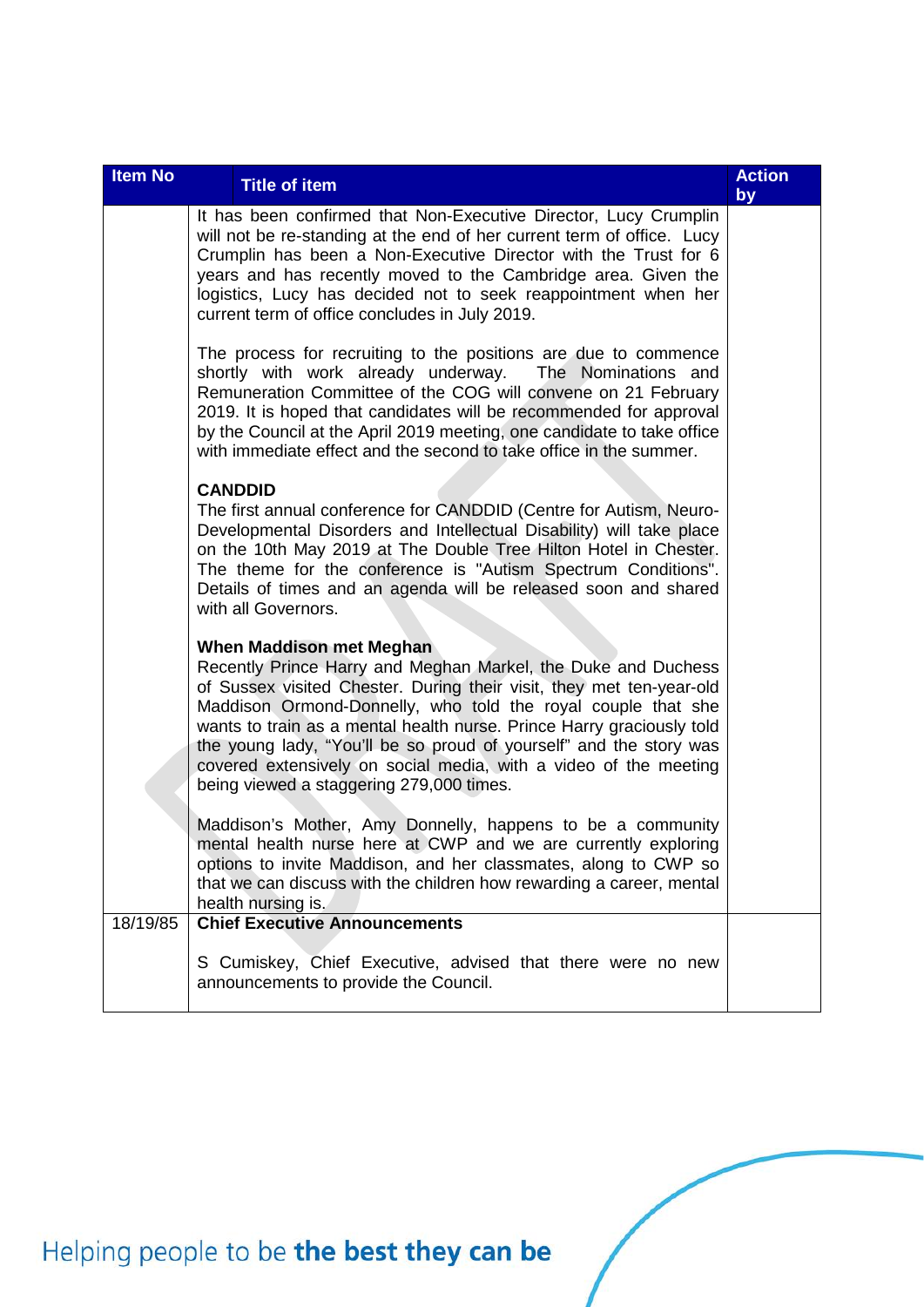| Item No | Title of item | Action by |
|---|---|---|
| | It has been confirmed that Non-Executive Director, Lucy Crumplin will not be re-standing at the end of her current term of office. Lucy Crumplin has been a Non-Executive Director with the Trust for 6 years and has recently moved to the Cambridge area. Given the logistics, Lucy has decided not to seek reappointment when her current term of office concludes in July 2019.<br><br>The process for recruiting to the positions are due to commence shortly with work already underway. The Nominations and Remuneration Committee of the COG will convene on 21 February 2019. It is hoped that candidates will be recommended for approval by the Council at the April 2019 meeting, one candidate to take office with immediate effect and the second to take office in the summer.<br><br>**CANDDID**<br>The first annual conference for CANDDID (Centre for Autism, Neuro-Developmental Disorders and Intellectual Disability) will take place on the 10th May 2019 at The Double Tree Hilton Hotel in Chester. The theme for the conference is "Autism Spectrum Conditions". Details of times and an agenda will be released soon and shared with all Governors.<br><br>**When Maddison met Meghan**<br>Recently Prince Harry and Meghan Markel, the Duke and Duchess of Sussex visited Chester. During their visit, they met ten-year-old Maddison Ormond-Donnelly, who told the royal couple that she wants to train as a mental health nurse. Prince Harry graciously told the young lady, "You'll be so proud of yourself" and the story was covered extensively on social media, with a video of the meeting being viewed a staggering 279,000 times.<br><br>Maddison's Mother, Amy Donnelly, happens to be a community mental health nurse here at CWP and we are currently exploring options to invite Maddison, and her classmates, along to CWP so that we can discuss with the children how rewarding a career, mental health nursing is. | |
| 18/19/85 | **Chief Executive Announcements**<br><br>S Cumiskey, Chief Executive, advised that there were no new announcements to provide the Council. | |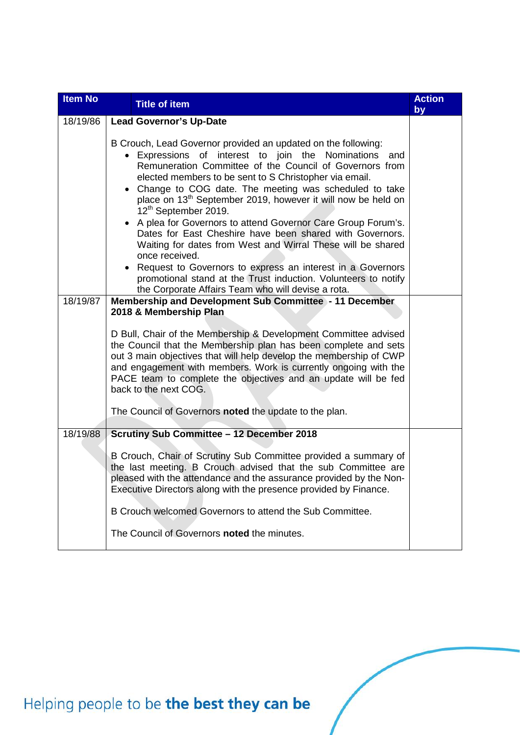| Item No | Title of item | Action by |
|---|---|---|
| 18/19/86 | **Lead Governor's Up-Date**<br><br>B Crouch, Lead Governor provided an updated on the following:<br>• Expressions of interest to join the Nominations and Remuneration Committee of the Council of Governors from elected members to be sent to S Christopher via email.<br>• Change to COG date. The meeting was scheduled to take place on 13th September 2019, however it will now be held on 12th September 2019.<br>• A plea for Governors to attend Governor Care Group Forum's. Dates for East Cheshire have been shared with Governors. Waiting for dates from West and Wirral These will be shared once received.<br>• Request to Governors to express an interest in a Governors promotional stand at the Trust induction. Volunteers to notify the Corporate Affairs Team who will devise a rota. | |
| 18/19/87 | **Membership and Development Sub Committee - 11 December 2018 & Membership Plan**<br><br>D Bull, Chair of the Membership & Development Committee advised the Council that the Membership plan has been complete and sets out 3 main objectives that will help develop the membership of CWP and engagement with members. Work is currently ongoing with the PACE team to complete the objectives and an update will be fed back to the next COG.<br><br>The Council of Governors **noted** the update to the plan. | |
| 18/19/88 | **Scrutiny Sub Committee – 12 December 2018**<br><br>B Crouch, Chair of Scrutiny Sub Committee provided a summary of the last meeting. B Crouch advised that the sub Committee are pleased with the attendance and the assurance provided by the Non-Executive Directors along with the presence provided by Finance.<br><br>B Crouch welcomed Governors to attend the Sub Committee.<br><br>The Council of Governors **noted** the minutes. | |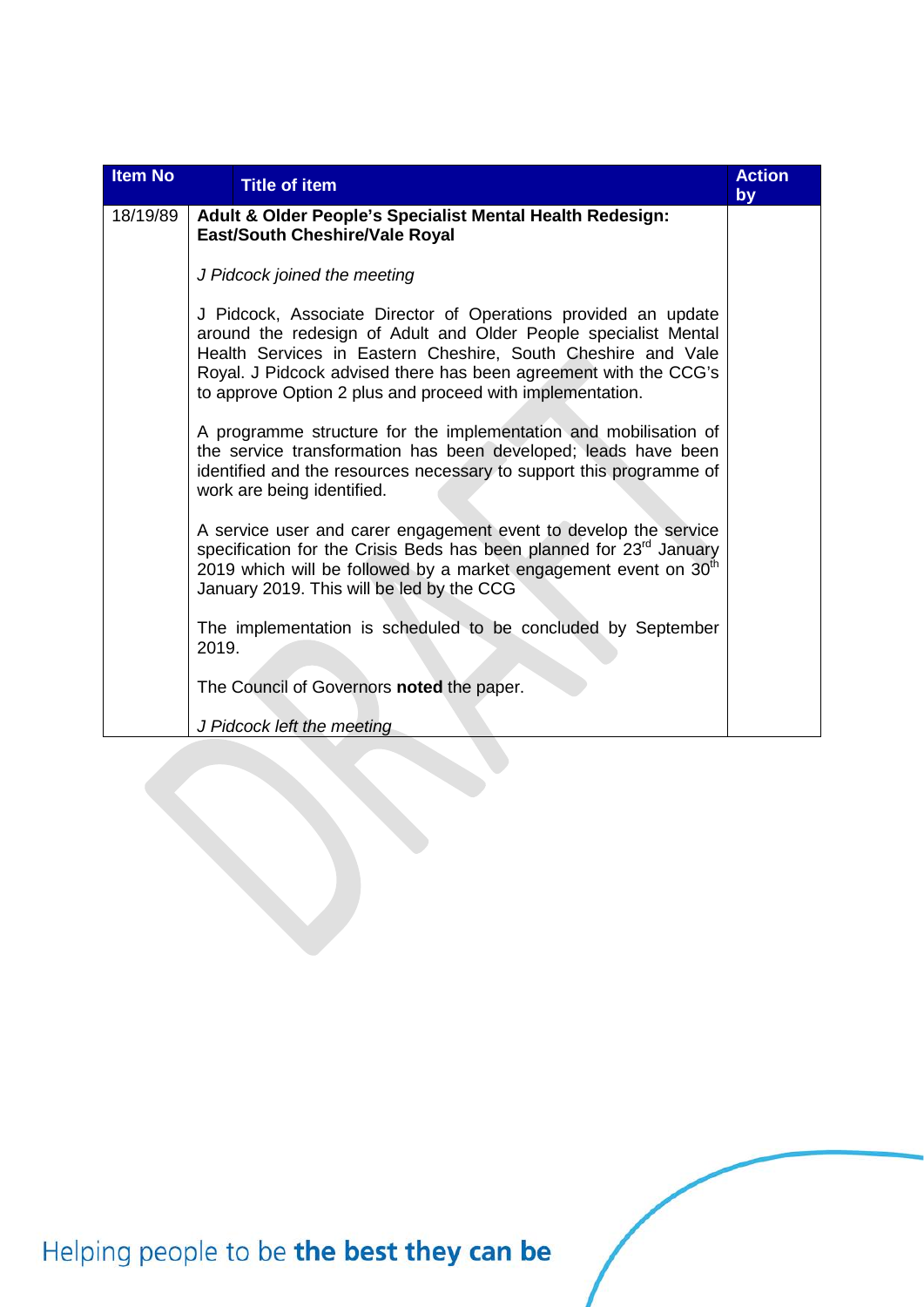| Item No | Title of item | Action by |
|---|---|---|
| 18/19/89 | **Adult & Older People's Specialist Mental Health Redesign: East/South Cheshire/Vale Royal**<br><br>*J Pidcock joined the meeting*<br><br>J Pidcock, Associate Director of Operations provided an update around the redesign of Adult and Older People specialist Mental Health Services in Eastern Cheshire, South Cheshire and Vale Royal. J Pidcock advised there has been agreement with the CCG's to approve Option 2 plus and proceed with implementation.<br><br>A programme structure for the implementation and mobilisation of the service transformation has been developed; leads have been identified and the resources necessary to support this programme of work are being identified.<br><br>A service user and carer engagement event to develop the service specification for the Crisis Beds has been planned for 23rd January 2019 which will be followed by a market engagement event on 30th January 2019. This will be led by the CCG<br><br>The implementation is scheduled to be concluded by September 2019.<br><br>The Council of Governors **noted** the paper.<br><br>*J Pidcock left the meeting* | |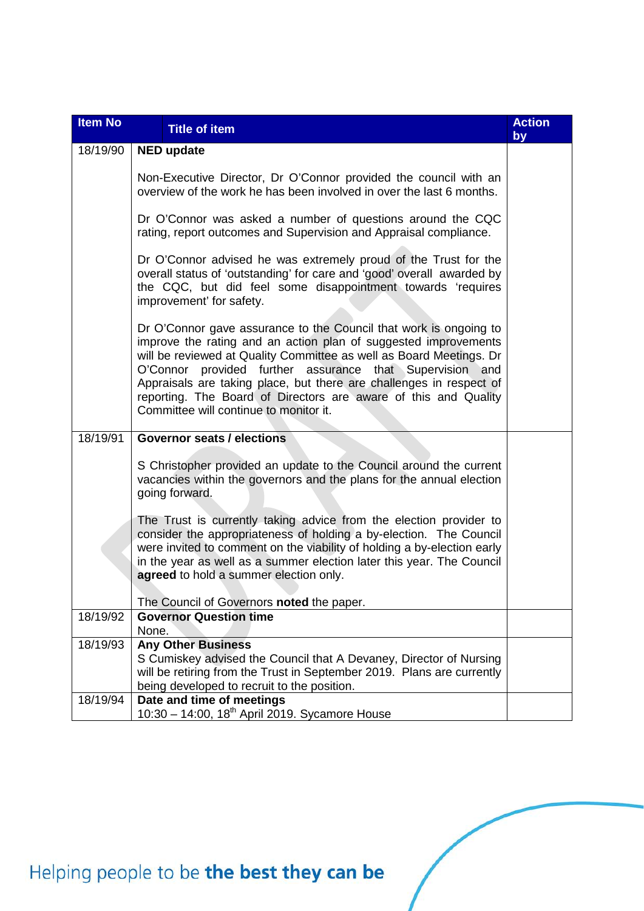| Item No | Title of item | Action by |
|---|---|---|
| 18/19/90 | **NED update**<br><br>Non-Executive Director, Dr O'Connor provided the council with an overview of the work he has been involved in over the last 6 months.<br><br>Dr O'Connor was asked a number of questions around the CQC rating, report outcomes and Supervision and Appraisal compliance.<br><br>Dr O'Connor advised he was extremely proud of the Trust for the overall status of 'outstanding' for care and 'good' overall awarded by the CQC, but did feel some disappointment towards 'requires improvement' for safety.<br><br>Dr O'Connor gave assurance to the Council that work is ongoing to improve the rating and an action plan of suggested improvements will be reviewed at Quality Committee as well as Board Meetings. Dr O'Connor provided further assurance that Supervision and Appraisals are taking place, but there are challenges in respect of reporting. The Board of Directors are aware of this and Quality Committee will continue to monitor it. | |
| 18/19/91 | **Governor seats / elections**<br><br>S Christopher provided an update to the Council around the current vacancies within the governors and the plans for the annual election going forward.<br><br>The Trust is currently taking advice from the election provider to consider the appropriateness of holding a by-election. The Council were invited to comment on the viability of holding a by-election early in the year as well as a summer election later this year. The Council **agreed** to hold a summer election only.<br><br>The Council of Governors **noted** the paper. | |
| 18/19/92 | **Governor Question time**<br>None. | |
| 18/19/93 | **Any Other Business**<br>S Cumiskey advised the Council that A Devaney, Director of Nursing will be retiring from the Trust in September 2019. Plans are currently being developed to recruit to the position. | |
| 18/19/94 | **Date and time of meetings**<br>10:30 – 14:00, 18th April 2019. Sycamore House | |

Helping people to be **the best they can be**